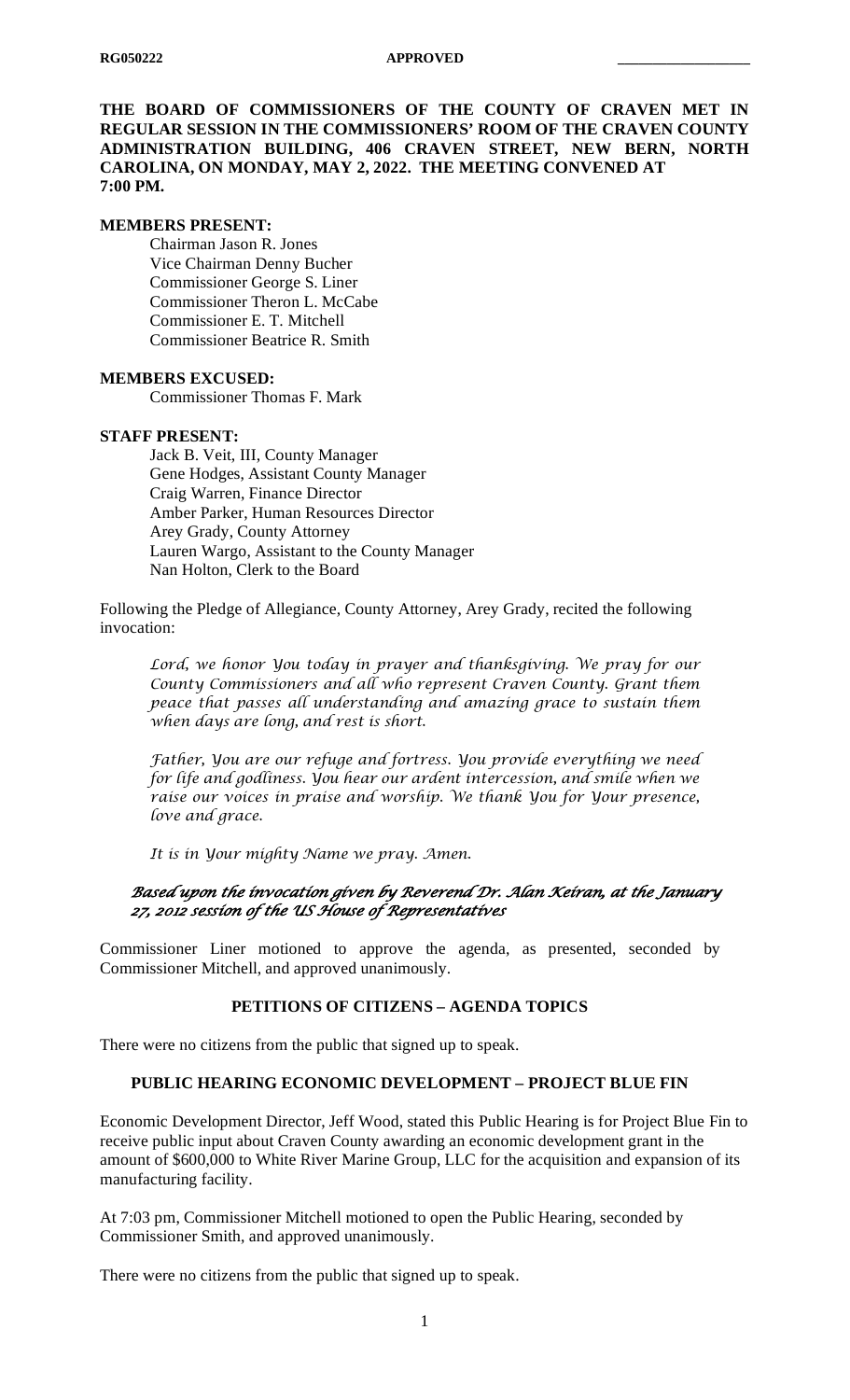RG050222 **APPROVED** ________________

**THE BOARD OF COMMISSIONERS OF THE COUNTY OF CRAVEN MET IN REGULAR SESSION IN THE COMMISSIONERS' ROOM OF THE CRAVEN COUNTY ADMINISTRATION BUILDING, 406 CRAVEN STREET, NEW BERN, NORTH CAROLINA, ON MONDAY, MAY 2, 2022. THE MEETING CONVENED AT 7:00 PM.**

**MEMBERS PRESENT:**

Chairman Jason R. Jones
Vice Chairman Denny Bucher
Commissioner George S. Liner
Commissioner Theron L. McCabe
Commissioner E. T. Mitchell
Commissioner Beatrice R. Smith

**MEMBERS EXCUSED:**

Commissioner Thomas F. Mark

**STAFF PRESENT:**

Jack B. Veit, III, County Manager
Gene Hodges, Assistant County Manager
Craig Warren, Finance Director
Amber Parker, Human Resources Director
Arey Grady, County Attorney
Lauren Wargo, Assistant to the County Manager
Nan Holton, Clerk to the Board

Following the Pledge of Allegiance, County Attorney, Arey Grady, recited the following invocation:

> *Lord, we honor You today in prayer and thanksgiving. We pray for our County Commissioners and all who represent Craven County. Grant them peace that passes all understanding and amazing grace to sustain them when days are long, and rest is short.*
>
> *Father, You are our refuge and fortress. You provide everything we need for life and godliness. You hear our ardent intercession, and smile when we raise our voices in praise and worship. We thank You for Your presence, love and grace.*
>
> *It is in Your mighty Name we pray. Amen.*
>
> ***Based upon the invocation given by Reverend Dr. Alan Keiran, at the January 27, 2012 session of the US House of Representatives***

Commissioner Liner motioned to approve the agenda, as presented, seconded by Commissioner Mitchell, and approved unanimously.

## PETITIONS OF CITIZENS – AGENDA TOPICS

There were no citizens from the public that signed up to speak.

## PUBLIC HEARING ECONOMIC DEVELOPMENT – PROJECT BLUE FIN

Economic Development Director, Jeff Wood, stated this Public Hearing is for Project Blue Fin to receive public input about Craven County awarding an economic development grant in the amount of $600,000 to White River Marine Group, LLC for the acquisition and expansion of its manufacturing facility.

At 7:03 pm, Commissioner Mitchell motioned to open the Public Hearing, seconded by Commissioner Smith, and approved unanimously.

There were no citizens from the public that signed up to speak.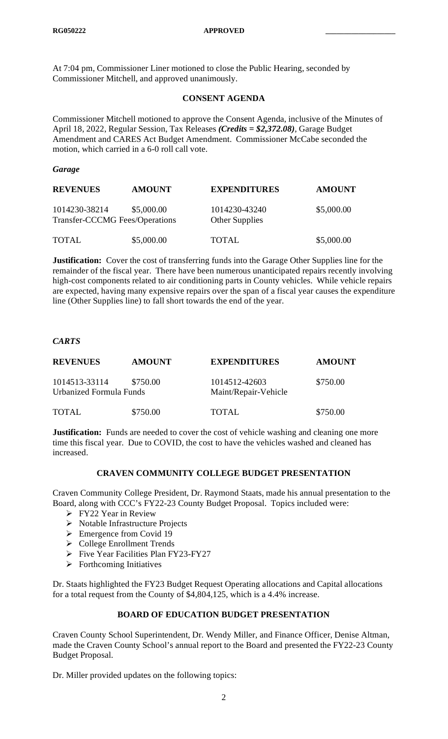At 7:04 pm, Commissioner Liner motioned to close the Public Hearing, seconded by Commissioner Mitchell, and approved unanimously.

## CONSENT AGENDA

Commissioner Mitchell motioned to approve the Consent Agenda, inclusive of the Minutes of April 18, 2022, Regular Session, Tax Releases ***(Credits = $2,372.08)***, Garage Budget Amendment and CARES Act Budget Amendment. Commissioner McCabe seconded the motion, which carried in a 6-0 roll call vote.

***Garage***

| REVENUES | AMOUNT | EXPENDITURES | AMOUNT |
|---|---|---|---|
| 1014230-38214 Transfer-CCCMG Fees/Operations | $5,000.00 | 1014230-43240 Other Supplies | $5,000.00 |
| TOTAL | $5,000.00 | TOTAL | $5,000.00 |

**Justification:** Cover the cost of transferring funds into the Garage Other Supplies line for the remainder of the fiscal year. There have been numerous unanticipated repairs recently involving high-cost components related to air conditioning parts in County vehicles. While vehicle repairs are expected, having many expensive repairs over the span of a fiscal year causes the expenditure line (Other Supplies line) to fall short towards the end of the year.

***CARTS***

| REVENUES | AMOUNT | EXPENDITURES | AMOUNT |
|---|---|---|---|
| 1014513-33114 Urbanized Formula Funds | $750.00 | 1014512-42603 Maint/Repair-Vehicle | $750.00 |
| TOTAL | $750.00 | TOTAL | $750.00 |

**Justification:** Funds are needed to cover the cost of vehicle washing and cleaning one more time this fiscal year. Due to COVID, the cost to have the vehicles washed and cleaned has increased.

## CRAVEN COMMUNITY COLLEGE BUDGET PRESENTATION

Craven Community College President, Dr. Raymond Staats, made his annual presentation to the Board, along with CCC's FY22-23 County Budget Proposal. Topics included were:

- FY22 Year in Review
- Notable Infrastructure Projects
- Emergence from Covid 19
- College Enrollment Trends
- Five Year Facilities Plan FY23-FY27
- Forthcoming Initiatives

Dr. Staats highlighted the FY23 Budget Request Operating allocations and Capital allocations for a total request from the County of $4,804,125, which is a 4.4% increase.

## BOARD OF EDUCATION BUDGET PRESENTATION

Craven County School Superintendent, Dr. Wendy Miller, and Finance Officer, Denise Altman, made the Craven County School's annual report to the Board and presented the FY22-23 County Budget Proposal.

Dr. Miller provided updates on the following topics: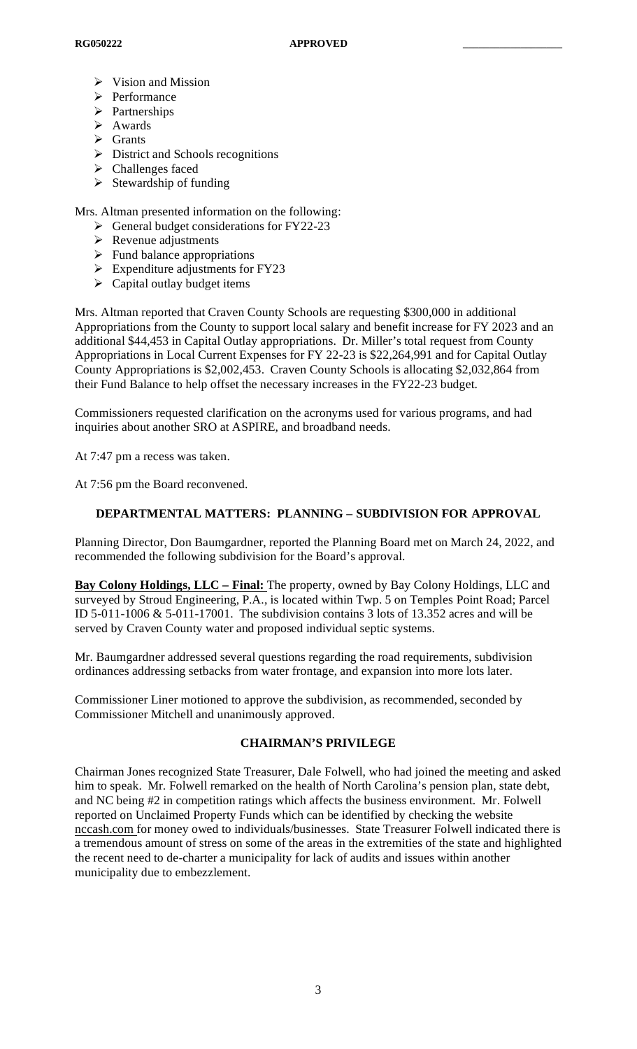- Vision and Mission
- Performance
- Partnerships
- Awards
- Grants
- District and Schools recognitions
- Challenges faced
- Stewardship of funding

Mrs. Altman presented information on the following:

- General budget considerations for FY22-23
- Revenue adjustments
- Fund balance appropriations
- Expenditure adjustments for FY23
- Capital outlay budget items

Mrs. Altman reported that Craven County Schools are requesting $300,000 in additional Appropriations from the County to support local salary and benefit increase for FY 2023 and an additional $44,453 in Capital Outlay appropriations. Dr. Miller's total request from County Appropriations in Local Current Expenses for FY 22-23 is $22,264,991 and for Capital Outlay County Appropriations is $2,002,453. Craven County Schools is allocating $2,032,864 from their Fund Balance to help offset the necessary increases in the FY22-23 budget.

Commissioners requested clarification on the acronyms used for various programs, and had inquiries about another SRO at ASPIRE, and broadband needs.

At 7:47 pm a recess was taken.

At 7:56 pm the Board reconvened.

## DEPARTMENTAL MATTERS: PLANNING – SUBDIVISION FOR APPROVAL

Planning Director, Don Baumgardner, reported the Planning Board met on March 24, 2022, and recommended the following subdivision for the Board's approval.

**Bay Colony Holdings, LLC – Final:** The property, owned by Bay Colony Holdings, LLC and surveyed by Stroud Engineering, P.A., is located within Twp. 5 on Temples Point Road; Parcel ID 5-011-1006 & 5-011-17001. The subdivision contains 3 lots of 13.352 acres and will be served by Craven County water and proposed individual septic systems.

Mr. Baumgardner addressed several questions regarding the road requirements, subdivision ordinances addressing setbacks from water frontage, and expansion into more lots later.

Commissioner Liner motioned to approve the subdivision, as recommended, seconded by Commissioner Mitchell and unanimously approved.

## CHAIRMAN'S PRIVILEGE

Chairman Jones recognized State Treasurer, Dale Folwell, who had joined the meeting and asked him to speak. Mr. Folwell remarked on the health of North Carolina's pension plan, state debt, and NC being #2 in competition ratings which affects the business environment. Mr. Folwell reported on Unclaimed Property Funds which can be identified by checking the website nccash.com for money owed to individuals/businesses. State Treasurer Folwell indicated there is a tremendous amount of stress on some of the areas in the extremities of the state and highlighted the recent need to de-charter a municipality for lack of audits and issues within another municipality due to embezzlement.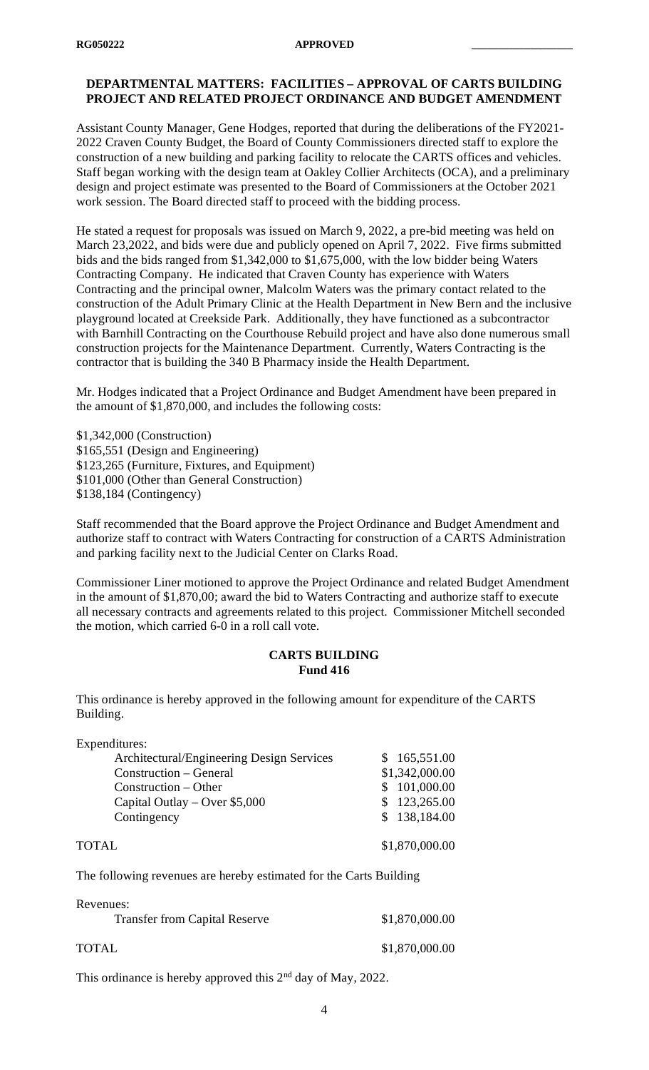**DEPARTMENTAL MATTERS: FACILITIES – APPROVAL OF CARTS BUILDING PROJECT AND RELATED PROJECT ORDINANCE AND BUDGET AMENDMENT**

Assistant County Manager, Gene Hodges, reported that during the deliberations of the FY2021-2022 Craven County Budget, the Board of County Commissioners directed staff to explore the construction of a new building and parking facility to relocate the CARTS offices and vehicles. Staff began working with the design team at Oakley Collier Architects (OCA), and a preliminary design and project estimate was presented to the Board of Commissioners at the October 2021 work session. The Board directed staff to proceed with the bidding process.

He stated a request for proposals was issued on March 9, 2022, a pre-bid meeting was held on March 23,2022, and bids were due and publicly opened on April 7, 2022. Five firms submitted bids and the bids ranged from $1,342,000 to $1,675,000, with the low bidder being Waters Contracting Company. He indicated that Craven County has experience with Waters Contracting and the principal owner, Malcolm Waters was the primary contact related to the construction of the Adult Primary Clinic at the Health Department in New Bern and the inclusive playground located at Creekside Park. Additionally, they have functioned as a subcontractor with Barnhill Contracting on the Courthouse Rebuild project and have also done numerous small construction projects for the Maintenance Department. Currently, Waters Contracting is the contractor that is building the 340 B Pharmacy inside the Health Department.

Mr. Hodges indicated that a Project Ordinance and Budget Amendment have been prepared in the amount of $1,870,000, and includes the following costs:

$1,342,000 (Construction)
$165,551 (Design and Engineering)
$123,265 (Furniture, Fixtures, and Equipment)
$101,000 (Other than General Construction)
$138,184 (Contingency)

Staff recommended that the Board approve the Project Ordinance and Budget Amendment and authorize staff to contract with Waters Contracting for construction of a CARTS Administration and parking facility next to the Judicial Center on Clarks Road.

Commissioner Liner motioned to approve the Project Ordinance and related Budget Amendment in the amount of $1,870,00; award the bid to Waters Contracting and authorize staff to execute all necessary contracts and agreements related to this project. Commissioner Mitchell seconded the motion, which carried 6-0 in a roll call vote.

**CARTS BUILDING**
**Fund 416**

This ordinance is hereby approved in the following amount for expenditure of the CARTS Building.

| Expenditures: | |
|---|---|
| Architectural/Engineering Design Services | $ 165,551.00 |
| Construction – General | $1,342,000.00 |
| Construction – Other | $ 101,000.00 |
| Capital Outlay – Over $5,000 | $ 123,265.00 |
| Contingency | $ 138,184.00 |
| TOTAL | $1,870,000.00 |

The following revenues are hereby estimated for the Carts Building

| Revenues: | |
|---|---|
| Transfer from Capital Reserve | $1,870,000.00 |
| TOTAL | $1,870,000.00 |

This ordinance is hereby approved this 2nd day of May, 2022.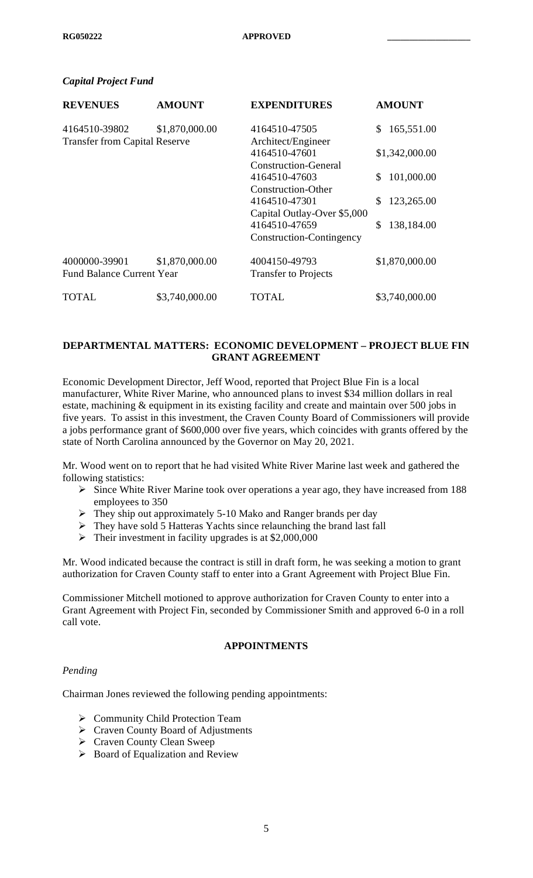*Capital Project Fund*

| REVENUES | AMOUNT | EXPENDITURES | AMOUNT |
|---|---|---|---|
| 4164510-39802 Transfer from Capital Reserve | $1,870,000.00 | 4164510-47505 Architect/Engineer | $ 165,551.00 |
| | | 4164510-47601 Construction-General | $1,342,000.00 |
| | | 4164510-47603 Construction-Other | $ 101,000.00 |
| | | 4164510-47301 Capital Outlay-Over $5,000 | $ 123,265.00 |
| | | 4164510-47659 Construction-Contingency | $ 138,184.00 |
| 4000000-39901 Fund Balance Current Year | $1,870,000.00 | 4004150-49793 Transfer to Projects | $1,870,000.00 |
| TOTAL | $3,740,000.00 | TOTAL | $3,740,000.00 |

## DEPARTMENTAL MATTERS: ECONOMIC DEVELOPMENT – PROJECT BLUE FIN GRANT AGREEMENT

Economic Development Director, Jeff Wood, reported that Project Blue Fin is a local manufacturer, White River Marine, who announced plans to invest $34 million dollars in real estate, machining & equipment in its existing facility and create and maintain over 500 jobs in five years. To assist in this investment, the Craven County Board of Commissioners will provide a jobs performance grant of $600,000 over five years, which coincides with grants offered by the state of North Carolina announced by the Governor on May 20, 2021.

Mr. Wood went on to report that he had visited White River Marine last week and gathered the following statistics:

- Since White River Marine took over operations a year ago, they have increased from 188 employees to 350
- They ship out approximately 5-10 Mako and Ranger brands per day
- They have sold 5 Hatteras Yachts since relaunching the brand last fall
- Their investment in facility upgrades is at $2,000,000

Mr. Wood indicated because the contract is still in draft form, he was seeking a motion to grant authorization for Craven County staff to enter into a Grant Agreement with Project Blue Fin.

Commissioner Mitchell motioned to approve authorization for Craven County to enter into a Grant Agreement with Project Fin, seconded by Commissioner Smith and approved 6-0 in a roll call vote.

## APPOINTMENTS

*Pending*

Chairman Jones reviewed the following pending appointments:

- Community Child Protection Team
- Craven County Board of Adjustments
- Craven County Clean Sweep
- Board of Equalization and Review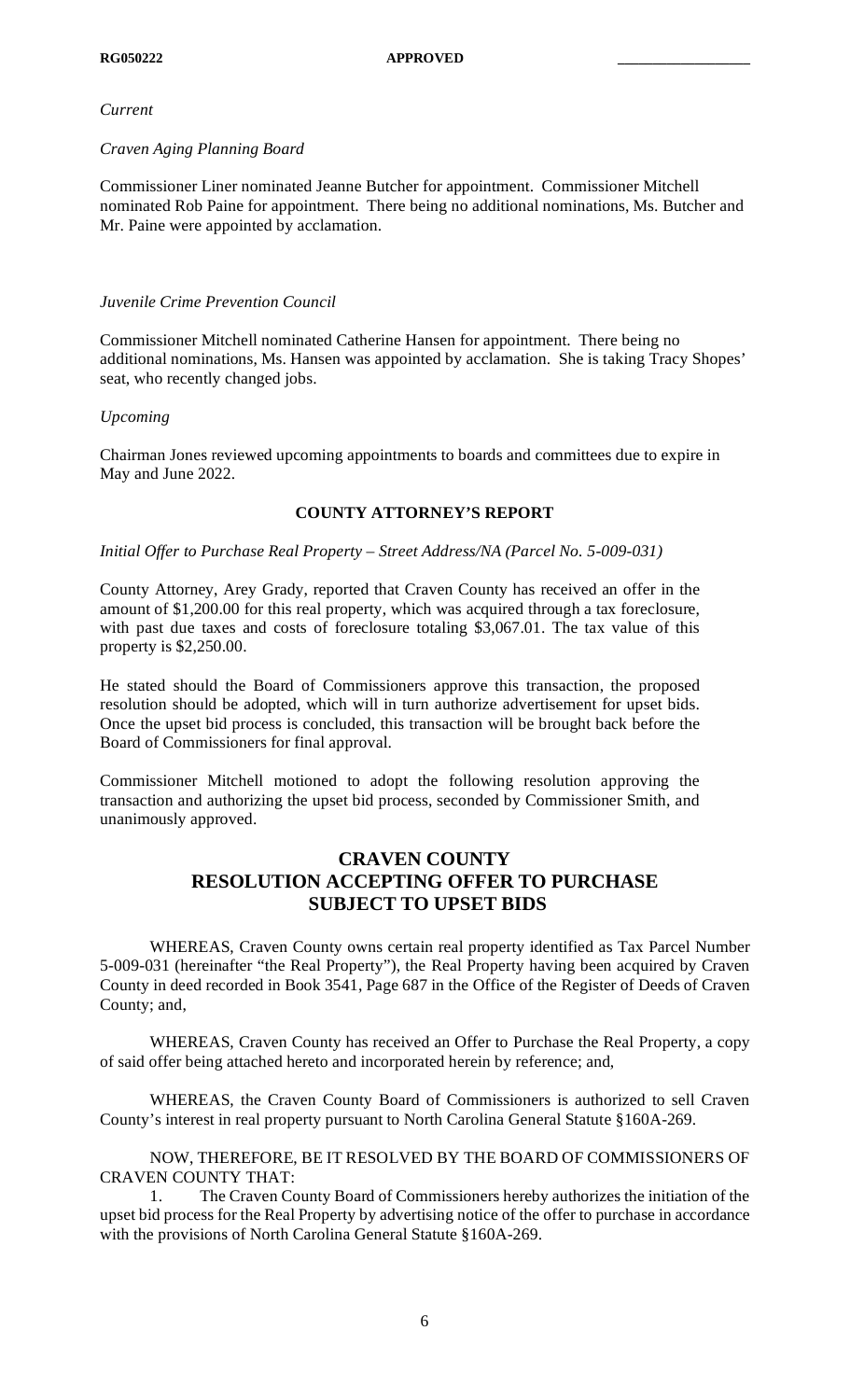*Current*

*Craven Aging Planning Board*

Commissioner Liner nominated Jeanne Butcher for appointment. Commissioner Mitchell nominated Rob Paine for appointment. There being no additional nominations, Ms. Butcher and Mr. Paine were appointed by acclamation.

*Juvenile Crime Prevention Council*

Commissioner Mitchell nominated Catherine Hansen for appointment. There being no additional nominations, Ms. Hansen was appointed by acclamation. She is taking Tracy Shopes' seat, who recently changed jobs.

*Upcoming*

Chairman Jones reviewed upcoming appointments to boards and committees due to expire in May and June 2022.

## COUNTY ATTORNEY'S REPORT

*Initial Offer to Purchase Real Property – Street Address/NA (Parcel No. 5-009-031)*

County Attorney, Arey Grady, reported that Craven County has received an offer in the amount of $1,200.00 for this real property, which was acquired through a tax foreclosure, with past due taxes and costs of foreclosure totaling $3,067.01. The tax value of this property is $2,250.00.

He stated should the Board of Commissioners approve this transaction, the proposed resolution should be adopted, which will in turn authorize advertisement for upset bids. Once the upset bid process is concluded, this transaction will be brought back before the Board of Commissioners for final approval.

Commissioner Mitchell motioned to adopt the following resolution approving the transaction and authorizing the upset bid process, seconded by Commissioner Smith, and unanimously approved.

## CRAVEN COUNTY RESOLUTION ACCEPTING OFFER TO PURCHASE SUBJECT TO UPSET BIDS

WHEREAS, Craven County owns certain real property identified as Tax Parcel Number 5-009-031 (hereinafter "the Real Property"), the Real Property having been acquired by Craven County in deed recorded in Book 3541, Page 687 in the Office of the Register of Deeds of Craven County; and,

WHEREAS, Craven County has received an Offer to Purchase the Real Property, a copy of said offer being attached hereto and incorporated herein by reference; and,

WHEREAS, the Craven County Board of Commissioners is authorized to sell Craven County's interest in real property pursuant to North Carolina General Statute §160A-269.

NOW, THEREFORE, BE IT RESOLVED BY THE BOARD OF COMMISSIONERS OF CRAVEN COUNTY THAT:

1. The Craven County Board of Commissioners hereby authorizes the initiation of the upset bid process for the Real Property by advertising notice of the offer to purchase in accordance with the provisions of North Carolina General Statute §160A-269.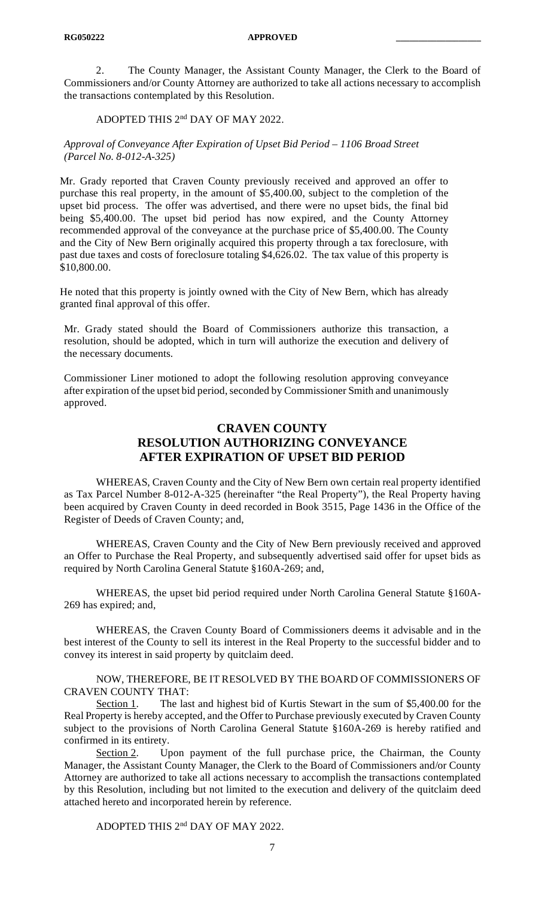2. The County Manager, the Assistant County Manager, the Clerk to the Board of Commissioners and/or County Attorney are authorized to take all actions necessary to accomplish the transactions contemplated by this Resolution.

ADOPTED THIS 2nd DAY OF MAY 2022.

*Approval of Conveyance After Expiration of Upset Bid Period – 1106 Broad Street (Parcel No. 8-012-A-325)*

Mr. Grady reported that Craven County previously received and approved an offer to purchase this real property, in the amount of $5,400.00, subject to the completion of the upset bid process. The offer was advertised, and there were no upset bids, the final bid being $5,400.00. The upset bid period has now expired, and the County Attorney recommended approval of the conveyance at the purchase price of $5,400.00. The County and the City of New Bern originally acquired this property through a tax foreclosure, with past due taxes and costs of foreclosure totaling $4,626.02. The tax value of this property is $10,800.00.

He noted that this property is jointly owned with the City of New Bern, which has already granted final approval of this offer.

Mr. Grady stated should the Board of Commissioners authorize this transaction, a resolution, should be adopted, which in turn will authorize the execution and delivery of the necessary documents.

Commissioner Liner motioned to adopt the following resolution approving conveyance after expiration of the upset bid period, seconded by Commissioner Smith and unanimously approved.

## CRAVEN COUNTY
## RESOLUTION AUTHORIZING CONVEYANCE AFTER EXPIRATION OF UPSET BID PERIOD

WHEREAS, Craven County and the City of New Bern own certain real property identified as Tax Parcel Number 8-012-A-325 (hereinafter "the Real Property"), the Real Property having been acquired by Craven County in deed recorded in Book 3515, Page 1436 in the Office of the Register of Deeds of Craven County; and,

WHEREAS, Craven County and the City of New Bern previously received and approved an Offer to Purchase the Real Property, and subsequently advertised said offer for upset bids as required by North Carolina General Statute §160A-269; and,

WHEREAS, the upset bid period required under North Carolina General Statute §160A-269 has expired; and,

WHEREAS, the Craven County Board of Commissioners deems it advisable and in the best interest of the County to sell its interest in the Real Property to the successful bidder and to convey its interest in said property by quitclaim deed.

NOW, THEREFORE, BE IT RESOLVED BY THE BOARD OF COMMISSIONERS OF CRAVEN COUNTY THAT:

Section 1. The last and highest bid of Kurtis Stewart in the sum of $5,400.00 for the Real Property is hereby accepted, and the Offer to Purchase previously executed by Craven County subject to the provisions of North Carolina General Statute §160A-269 is hereby ratified and confirmed in its entirety.

Section 2. Upon payment of the full purchase price, the Chairman, the County Manager, the Assistant County Manager, the Clerk to the Board of Commissioners and/or County Attorney are authorized to take all actions necessary to accomplish the transactions contemplated by this Resolution, including but not limited to the execution and delivery of the quitclaim deed attached hereto and incorporated herein by reference.

ADOPTED THIS 2nd DAY OF MAY 2022.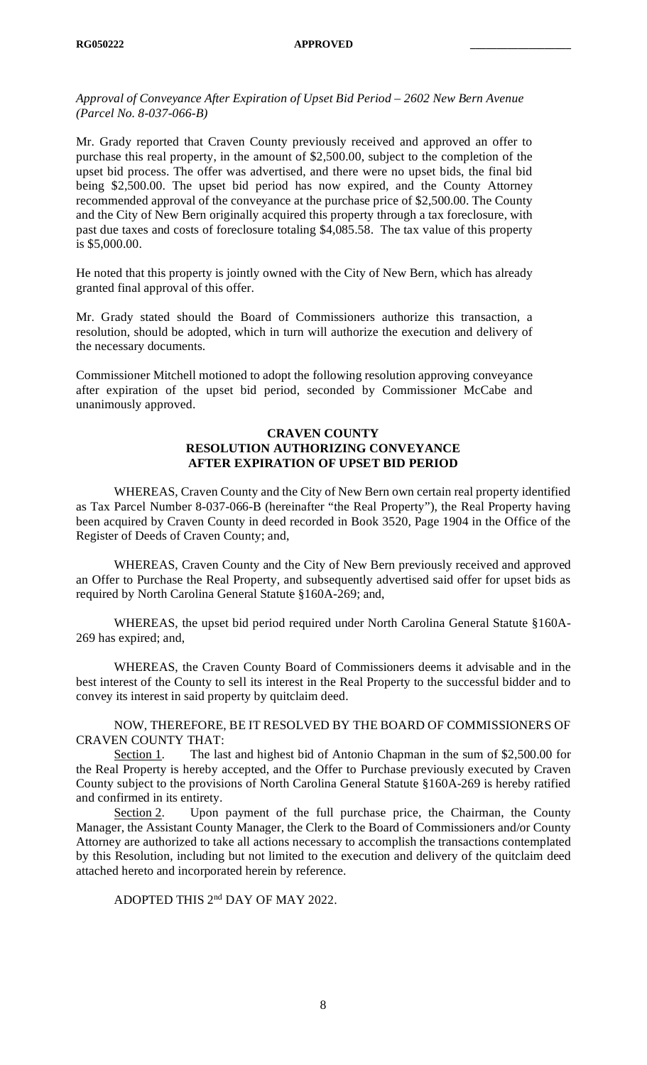*Approval of Conveyance After Expiration of Upset Bid Period – 2602 New Bern Avenue (Parcel No. 8-037-066-B)*

Mr. Grady reported that Craven County previously received and approved an offer to purchase this real property, in the amount of $2,500.00, subject to the completion of the upset bid process. The offer was advertised, and there were no upset bids, the final bid being $2,500.00. The upset bid period has now expired, and the County Attorney recommended approval of the conveyance at the purchase price of $2,500.00. The County and the City of New Bern originally acquired this property through a tax foreclosure, with past due taxes and costs of foreclosure totaling $4,085.58. The tax value of this property is $5,000.00.

He noted that this property is jointly owned with the City of New Bern, which has already granted final approval of this offer.

Mr. Grady stated should the Board of Commissioners authorize this transaction, a resolution, should be adopted, which in turn will authorize the execution and delivery of the necessary documents.

Commissioner Mitchell motioned to adopt the following resolution approving conveyance after expiration of the upset bid period, seconded by Commissioner McCabe and unanimously approved.

**CRAVEN COUNTY**
**RESOLUTION AUTHORIZING CONVEYANCE**
**AFTER EXPIRATION OF UPSET BID PERIOD**

WHEREAS, Craven County and the City of New Bern own certain real property identified as Tax Parcel Number 8-037-066-B (hereinafter "the Real Property"), the Real Property having been acquired by Craven County in deed recorded in Book 3520, Page 1904 in the Office of the Register of Deeds of Craven County; and,

WHEREAS, Craven County and the City of New Bern previously received and approved an Offer to Purchase the Real Property, and subsequently advertised said offer for upset bids as required by North Carolina General Statute §160A-269; and,

WHEREAS, the upset bid period required under North Carolina General Statute §160A-269 has expired; and,

WHEREAS, the Craven County Board of Commissioners deems it advisable and in the best interest of the County to sell its interest in the Real Property to the successful bidder and to convey its interest in said property by quitclaim deed.

NOW, THEREFORE, BE IT RESOLVED BY THE BOARD OF COMMISSIONERS OF CRAVEN COUNTY THAT:

Section 1. The last and highest bid of Antonio Chapman in the sum of $2,500.00 for the Real Property is hereby accepted, and the Offer to Purchase previously executed by Craven County subject to the provisions of North Carolina General Statute §160A-269 is hereby ratified and confirmed in its entirety.

Section 2. Upon payment of the full purchase price, the Chairman, the County Manager, the Assistant County Manager, the Clerk to the Board of Commissioners and/or County Attorney are authorized to take all actions necessary to accomplish the transactions contemplated by this Resolution, including but not limited to the execution and delivery of the quitclaim deed attached hereto and incorporated herein by reference.

ADOPTED THIS 2nd DAY OF MAY 2022.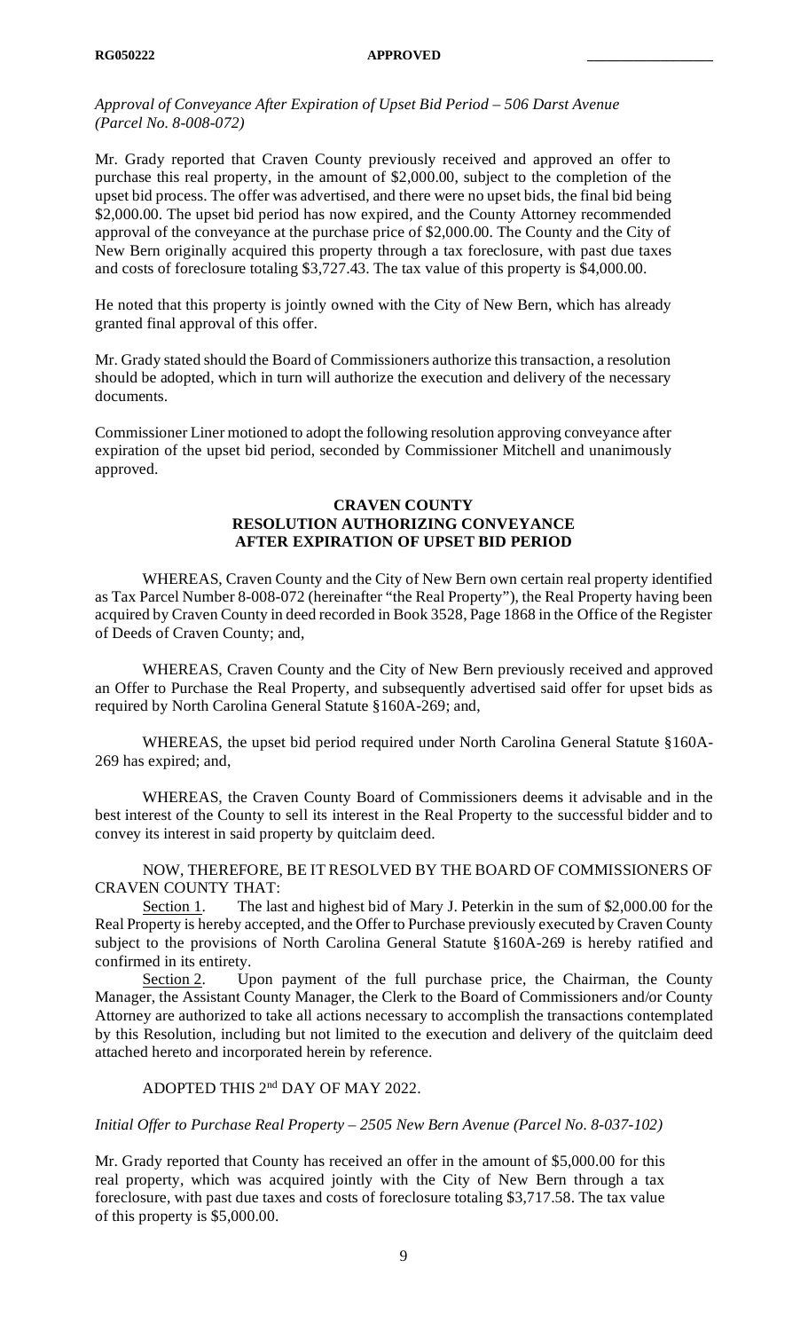*Approval of Conveyance After Expiration of Upset Bid Period – 506 Darst Avenue (Parcel No. 8-008-072)*

Mr. Grady reported that Craven County previously received and approved an offer to purchase this real property, in the amount of $2,000.00, subject to the completion of the upset bid process. The offer was advertised, and there were no upset bids, the final bid being $2,000.00. The upset bid period has now expired, and the County Attorney recommended approval of the conveyance at the purchase price of $2,000.00. The County and the City of New Bern originally acquired this property through a tax foreclosure, with past due taxes and costs of foreclosure totaling $3,727.43. The tax value of this property is $4,000.00.

He noted that this property is jointly owned with the City of New Bern, which has already granted final approval of this offer.

Mr. Grady stated should the Board of Commissioners authorize this transaction, a resolution should be adopted, which in turn will authorize the execution and delivery of the necessary documents.

Commissioner Liner motioned to adopt the following resolution approving conveyance after expiration of the upset bid period, seconded by Commissioner Mitchell and unanimously approved.

**CRAVEN COUNTY**
**RESOLUTION AUTHORIZING CONVEYANCE**
**AFTER EXPIRATION OF UPSET BID PERIOD**

WHEREAS, Craven County and the City of New Bern own certain real property identified as Tax Parcel Number 8-008-072 (hereinafter "the Real Property"), the Real Property having been acquired by Craven County in deed recorded in Book 3528, Page 1868 in the Office of the Register of Deeds of Craven County; and,

WHEREAS, Craven County and the City of New Bern previously received and approved an Offer to Purchase the Real Property, and subsequently advertised said offer for upset bids as required by North Carolina General Statute §160A-269; and,

WHEREAS, the upset bid period required under North Carolina General Statute §160A-269 has expired; and,

WHEREAS, the Craven County Board of Commissioners deems it advisable and in the best interest of the County to sell its interest in the Real Property to the successful bidder and to convey its interest in said property by quitclaim deed.

NOW, THEREFORE, BE IT RESOLVED BY THE BOARD OF COMMISSIONERS OF CRAVEN COUNTY THAT:

Section 1. The last and highest bid of Mary J. Peterkin in the sum of $2,000.00 for the Real Property is hereby accepted, and the Offer to Purchase previously executed by Craven County subject to the provisions of North Carolina General Statute §160A-269 is hereby ratified and confirmed in its entirety.

Section 2. Upon payment of the full purchase price, the Chairman, the County Manager, the Assistant County Manager, the Clerk to the Board of Commissioners and/or County Attorney are authorized to take all actions necessary to accomplish the transactions contemplated by this Resolution, including but not limited to the execution and delivery of the quitclaim deed attached hereto and incorporated herein by reference.

ADOPTED THIS 2nd DAY OF MAY 2022.

*Initial Offer to Purchase Real Property – 2505 New Bern Avenue (Parcel No. 8-037-102)*

Mr. Grady reported that County has received an offer in the amount of $5,000.00 for this real property, which was acquired jointly with the City of New Bern through a tax foreclosure, with past due taxes and costs of foreclosure totaling $3,717.58. The tax value of this property is $5,000.00.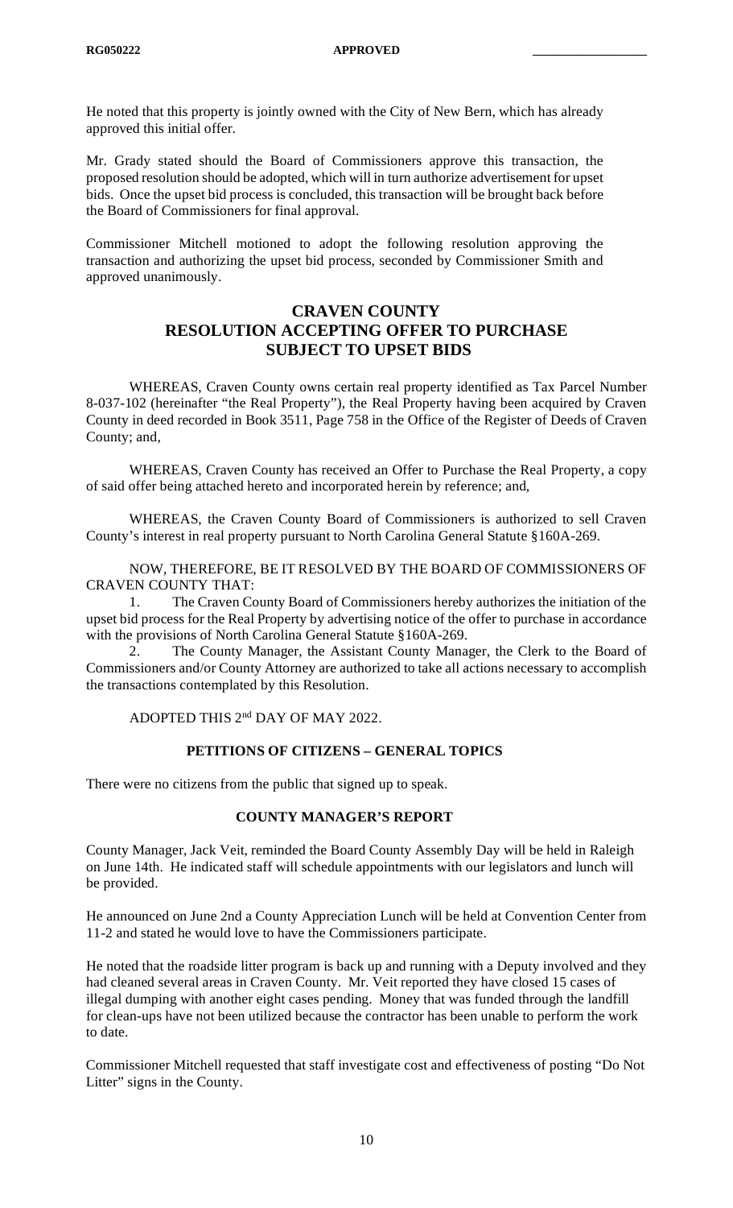He noted that this property is jointly owned with the City of New Bern, which has already approved this initial offer.

Mr. Grady stated should the Board of Commissioners approve this transaction, the proposed resolution should be adopted, which will in turn authorize advertisement for upset bids. Once the upset bid process is concluded, this transaction will be brought back before the Board of Commissioners for final approval.

Commissioner Mitchell motioned to adopt the following resolution approving the transaction and authorizing the upset bid process, seconded by Commissioner Smith and approved unanimously.

## CRAVEN COUNTY
## RESOLUTION ACCEPTING OFFER TO PURCHASE SUBJECT TO UPSET BIDS

WHEREAS, Craven County owns certain real property identified as Tax Parcel Number 8-037-102 (hereinafter "the Real Property"), the Real Property having been acquired by Craven County in deed recorded in Book 3511, Page 758 in the Office of the Register of Deeds of Craven County; and,

WHEREAS, Craven County has received an Offer to Purchase the Real Property, a copy of said offer being attached hereto and incorporated herein by reference; and,

WHEREAS, the Craven County Board of Commissioners is authorized to sell Craven County's interest in real property pursuant to North Carolina General Statute §160A-269.

NOW, THEREFORE, BE IT RESOLVED BY THE BOARD OF COMMISSIONERS OF CRAVEN COUNTY THAT:

1. The Craven County Board of Commissioners hereby authorizes the initiation of the upset bid process for the Real Property by advertising notice of the offer to purchase in accordance with the provisions of North Carolina General Statute §160A-269.
2. The County Manager, the Assistant County Manager, the Clerk to the Board of Commissioners and/or County Attorney are authorized to take all actions necessary to accomplish the transactions contemplated by this Resolution.

ADOPTED THIS 2nd DAY OF MAY 2022.

### PETITIONS OF CITIZENS – GENERAL TOPICS

There were no citizens from the public that signed up to speak.

### COUNTY MANAGER'S REPORT

County Manager, Jack Veit, reminded the Board County Assembly Day will be held in Raleigh on June 14th. He indicated staff will schedule appointments with our legislators and lunch will be provided.

He announced on June 2nd a County Appreciation Lunch will be held at Convention Center from 11-2 and stated he would love to have the Commissioners participate.

He noted that the roadside litter program is back up and running with a Deputy involved and they had cleaned several areas in Craven County. Mr. Veit reported they have closed 15 cases of illegal dumping with another eight cases pending. Money that was funded through the landfill for clean-ups have not been utilized because the contractor has been unable to perform the work to date.

Commissioner Mitchell requested that staff investigate cost and effectiveness of posting "Do Not Litter" signs in the County.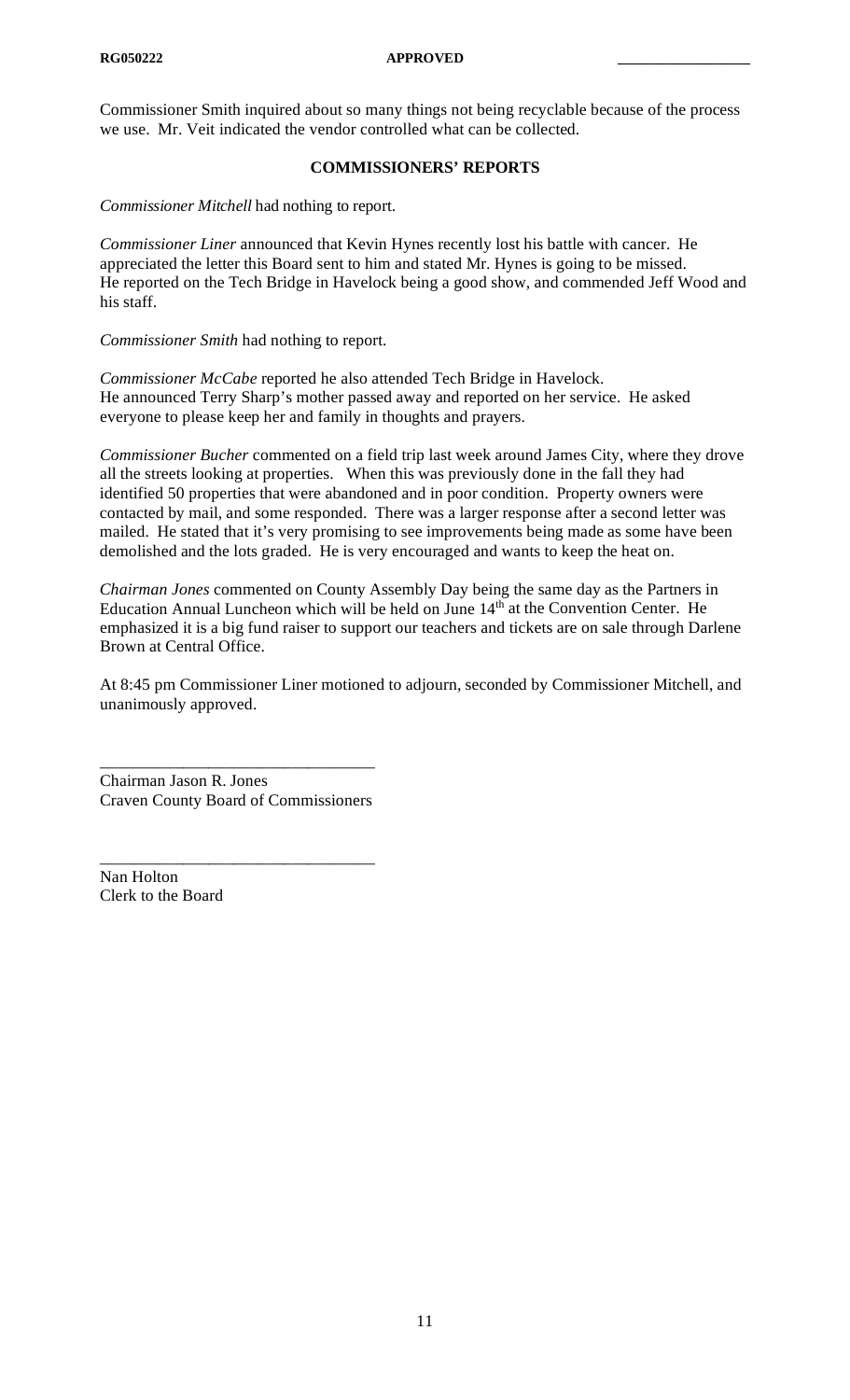Commissioner Smith inquired about so many things not being recyclable because of the process we use. Mr. Veit indicated the vendor controlled what can be collected.

## COMMISSIONERS' REPORTS

*Commissioner Mitchell* had nothing to report.

*Commissioner Liner* announced that Kevin Hynes recently lost his battle with cancer. He appreciated the letter this Board sent to him and stated Mr. Hynes is going to be missed. He reported on the Tech Bridge in Havelock being a good show, and commended Jeff Wood and his staff.

*Commissioner Smith* had nothing to report.

*Commissioner McCabe* reported he also attended Tech Bridge in Havelock. He announced Terry Sharp's mother passed away and reported on her service. He asked everyone to please keep her and family in thoughts and prayers.

*Commissioner Bucher* commented on a field trip last week around James City, where they drove all the streets looking at properties. When this was previously done in the fall they had identified 50 properties that were abandoned and in poor condition. Property owners were contacted by mail, and some responded. There was a larger response after a second letter was mailed. He stated that it's very promising to see improvements being made as some have been demolished and the lots graded. He is very encouraged and wants to keep the heat on.

*Chairman Jones* commented on County Assembly Day being the same day as the Partners in Education Annual Luncheon which will be held on June 14th at the Convention Center. He emphasized it is a big fund raiser to support our teachers and tickets are on sale through Darlene Brown at Central Office.

At 8:45 pm Commissioner Liner motioned to adjourn, seconded by Commissioner Mitchell, and unanimously approved.

\_\_\_\_\_\_\_\_\_\_\_\_\_\_\_\_\_\_\_\_\_\_\_\_\_\_\_\_\_\_\_\_\_\_
Chairman Jason R. Jones
Craven County Board of Commissioners

\_\_\_\_\_\_\_\_\_\_\_\_\_\_\_\_\_\_\_\_\_\_\_\_\_\_\_\_\_\_\_\_\_\_
Nan Holton
Clerk to the Board